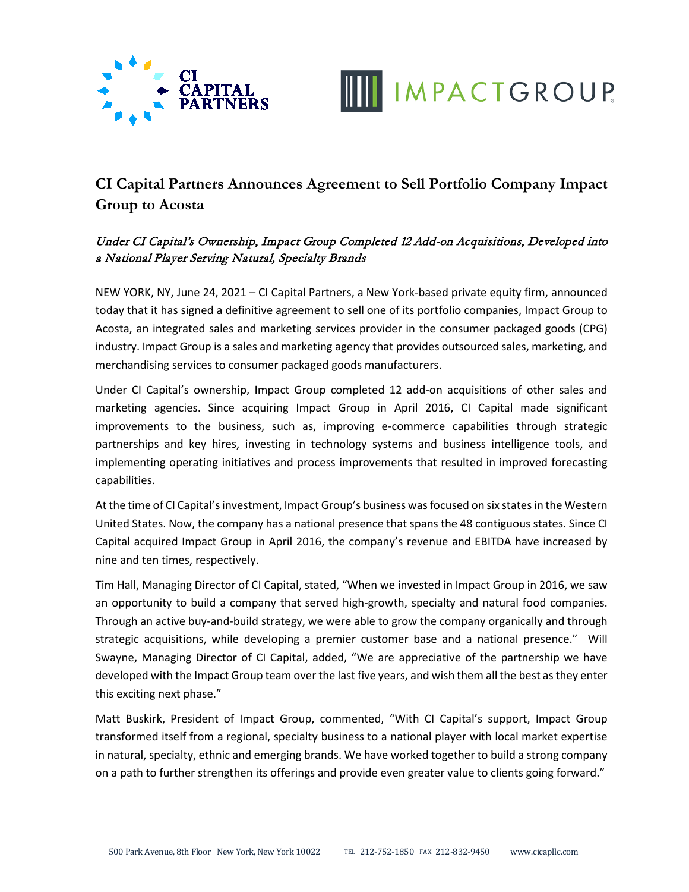# CI Capital Partners Announces Agreement to Sell Portfolio Company Impact Group to Acosta

*Under CI Capital's Ownership, Impact Group Completed 12 Add-on Acquisitions, Developed into a National Player Serving Natural, Specialty Brands*

NEW YORK, NY, June 24, 2021 – CI Capital Partners, a New York-based private equity firm, announced today that it has signed a definitive agreement to sell one of its portfolio companies, Impact Group to Acosta, an integrated sales and marketing services provider in the consumer packaged goods (CPG) industry. Impact Group is a sales and marketing agency that provides outsourced sales, marketing, and merchandising services to consumer packaged goods manufacturers.

Under CI Capital's ownership, Impact Group completed 12 add-on acquisitions of other sales and marketing agencies. Since acquiring Impact Group in April 2016, CI Capital made significant improvements to the business, such as, improving e-commerce capabilities through strategic partnerships and key hires, investing in technology systems and business intelligence tools, and implementing operating initiatives and process improvements that resulted in improved forecasting capabilities.

At the time of CI Capital's investment, Impact Group's business was focused on six states in the Western United States. Now, the company has a national presence that spans the 48 contiguous states. Since CI Capital acquired Impact Group in April 2016, the company's revenue and EBITDA have increased by nine and ten times, respectively.

Tim Hall, Managing Director of CI Capital, stated, "When we invested in Impact Group in 2016, we saw an opportunity to build a company that served high-growth, specialty and natural food companies. Through an active buy-and-build strategy, we were able to grow the company organically and through strategic acquisitions, while developing a premier customer base and a national presence." Will Swayne, Managing Director of CI Capital, added, "We are appreciative of the partnership we have developed with the Impact Group team over the last five years, and wish them all the best as they enter this exciting next phase."

Matt Buskirk, President of Impact Group, commented, "With CI Capital's support, Impact Group transformed itself from a regional, specialty business to a national player with local market expertise in natural, specialty, ethnic and emerging brands. We have worked together to build a strong company on a path to further strengthen its offerings and provide even greater value to clients going forward."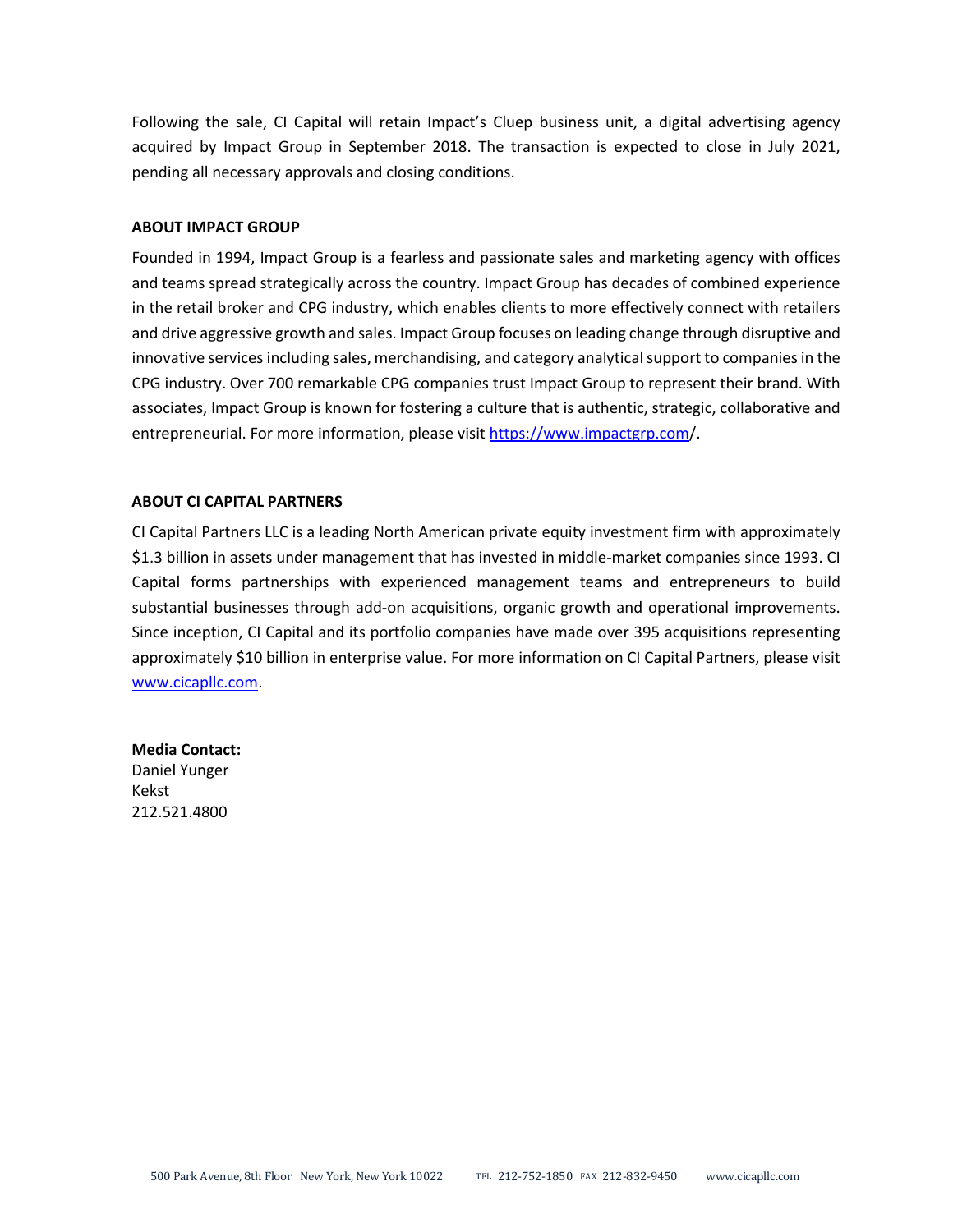Following the sale, CI Capital will retain Impact's Cluep business unit, a digital advertising agency acquired by Impact Group in September 2018. The transaction is expected to close in July 2021, pending all necessary approvals and closing conditions.

**ABOUT IMPACT GROUP**

Founded in 1994, Impact Group is a fearless and passionate sales and marketing agency with offices and teams spread strategically across the country. Impact Group has decades of combined experience in the retail broker and CPG industry, which enables clients to more effectively connect with retailers and drive aggressive growth and sales. Impact Group focuses on leading change through disruptive and innovative services including sales, merchandising, and category analytical support to companies in the CPG industry. Over 700 remarkable CPG companies trust Impact Group to represent their brand. With associates, Impact Group is known for fostering a culture that is authentic, strategic, collaborative and entrepreneurial. For more information, please visit [https://www.impactgrp.com](https://www.impactgrp.com)/.

**ABOUT CI CAPITAL PARTNERS**

CI Capital Partners LLC is a leading North American private equity investment firm with approximately $1.3 billion in assets under management that has invested in middle-market companies since 1993. CI Capital forms partnerships with experienced management teams and entrepreneurs to build substantial businesses through add-on acquisitions, organic growth and operational improvements. Since inception, CI Capital and its portfolio companies have made over 395 acquisitions representing approximately $10 billion in enterprise value. For more information on CI Capital Partners, please visit [www.cicapllc.com](www.cicapllc.com).

**Media Contact:**
Daniel Yunger
Kekst
212.521.4800